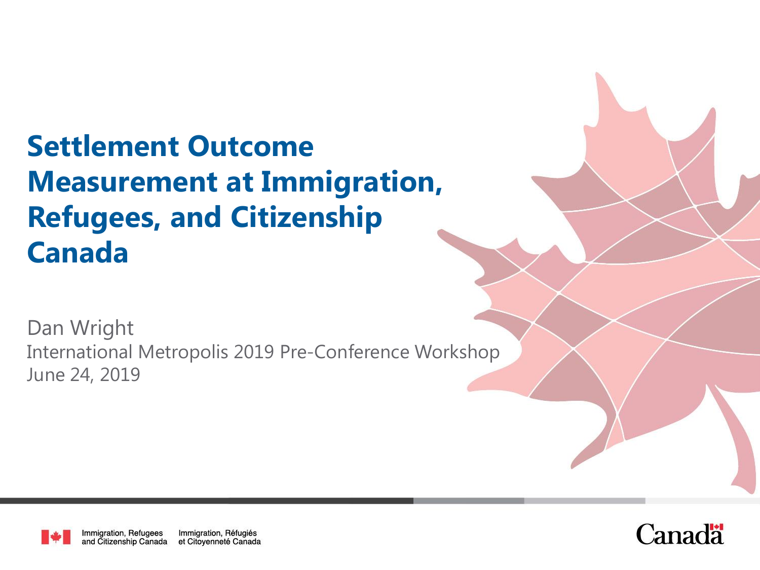# Settlement Outcome Measurement at Immigration, Refugees, and Citizenship Canada

Dan Wright

International Metropolis 2019 Pre-Conference Workshop

June 24, 2019

Immigration, Refugees and Citizenship Canada | Immigration, Réfugiés et Citoyenneté Canada

Canada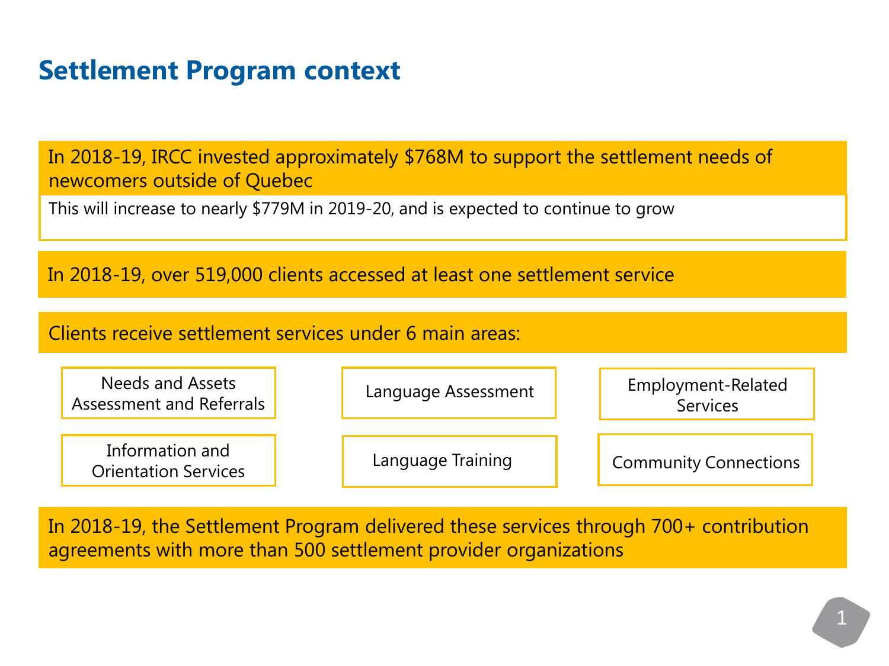# Settlement Program context

In 2018-19, IRCC invested approximately $768M to support the settlement needs of newcomers outside of Quebec

This will increase to nearly $779M in 2019-20, and is expected to continue to grow

In 2018-19, over 519,000 clients accessed at least one settlement service

Clients receive settlement services under 6 main areas:

- Needs and Assets Assessment and Referrals
- Language Assessment
- Employment-Related Services
- Information and Orientation Services
- Language Training
- Community Connections

In 2018-19, the Settlement Program delivered these services through 700+ contribution agreements with more than 500 settlement provider organizations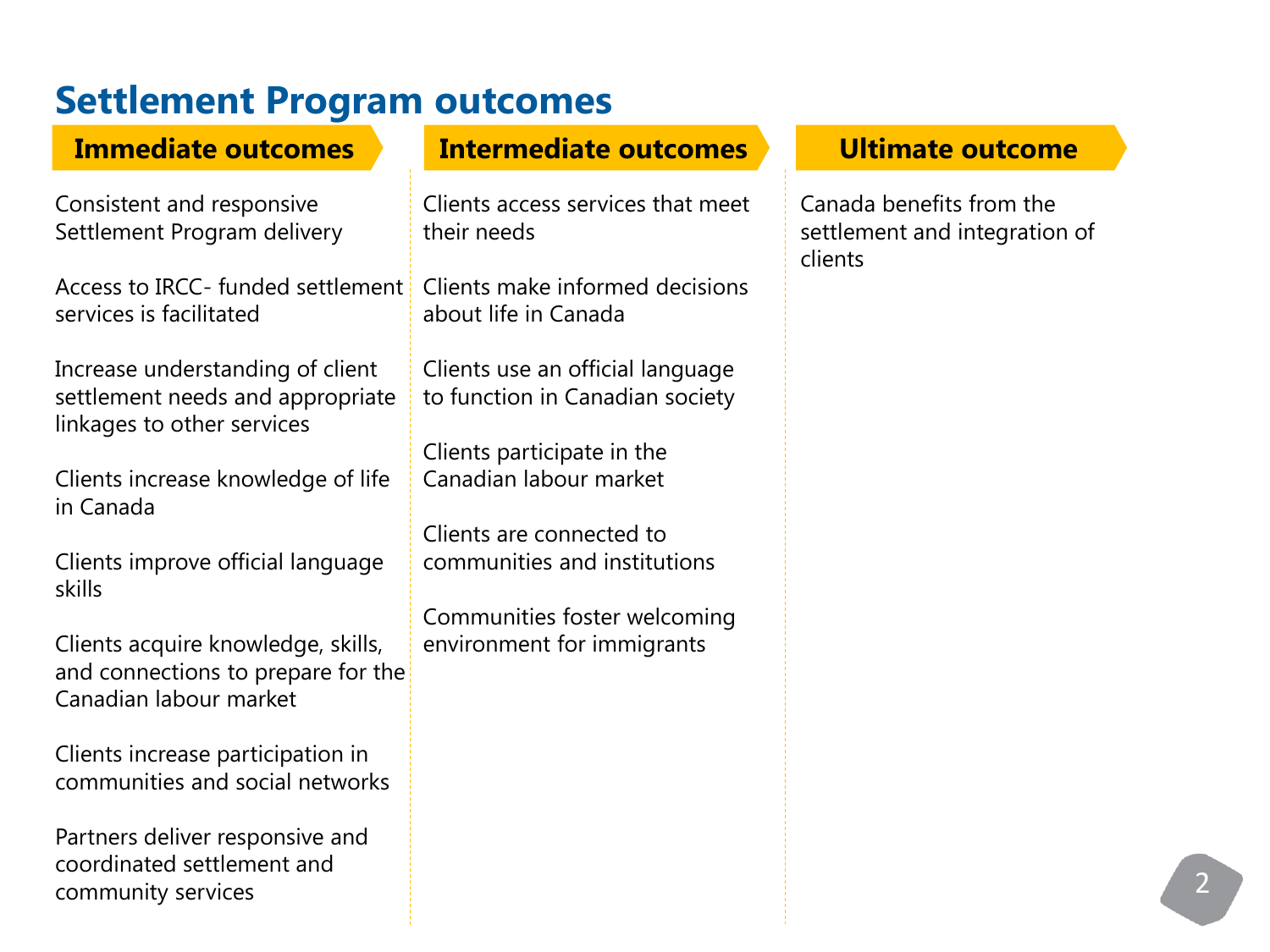# Settlement Program outcomes

## Immediate outcomes

Consistent and responsive Settlement Program delivery

Access to IRCC- funded settlement services is facilitated

Increase understanding of client settlement needs and appropriate linkages to other services

Clients increase knowledge of life in Canada

Clients improve official language skills

Clients acquire knowledge, skills, and connections to prepare for the Canadian labour market

Clients increase participation in communities and social networks

Partners deliver responsive and coordinated settlement and community services

## Intermediate outcomes

Clients access services that meet their needs

Clients make informed decisions about life in Canada

Clients use an official language to function in Canadian society

Clients participate in the Canadian labour market

Clients are connected to communities and institutions

Communities foster welcoming environment for immigrants

## Ultimate outcome

Canada benefits from the settlement and integration of clients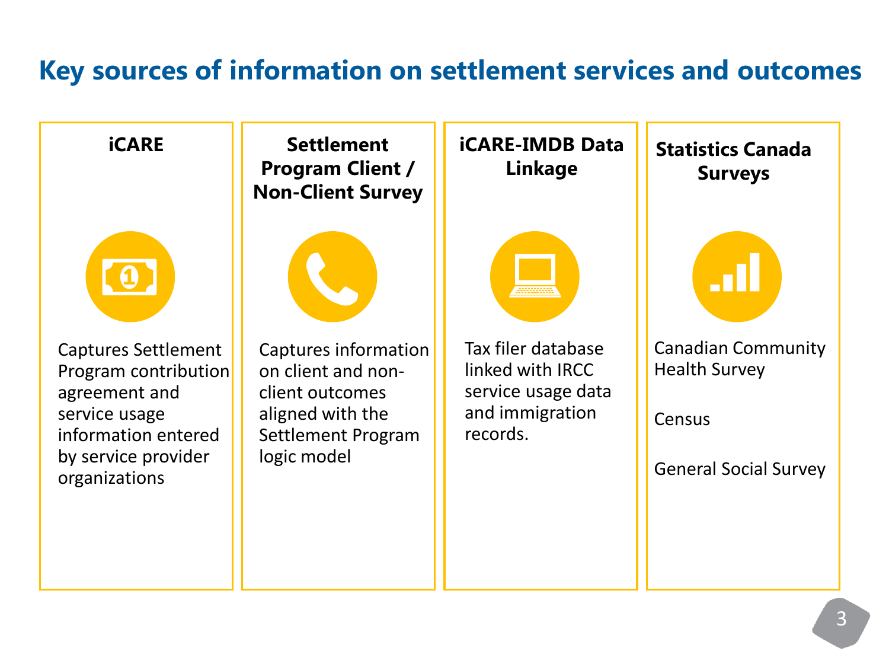# Key sources of information on settlement services and outcomes

### iCARE

Captures Settlement Program contribution agreement and service usage information entered by service provider organizations

### Settlement Program Client / Non-Client Survey

Captures information on client and non-client outcomes aligned with the Settlement Program logic model

### iCARE-IMDB Data Linkage

Tax filer database linked with IRCC service usage data and immigration records.

### Statistics Canada Surveys

Canadian Community Health Survey

Census

General Social Survey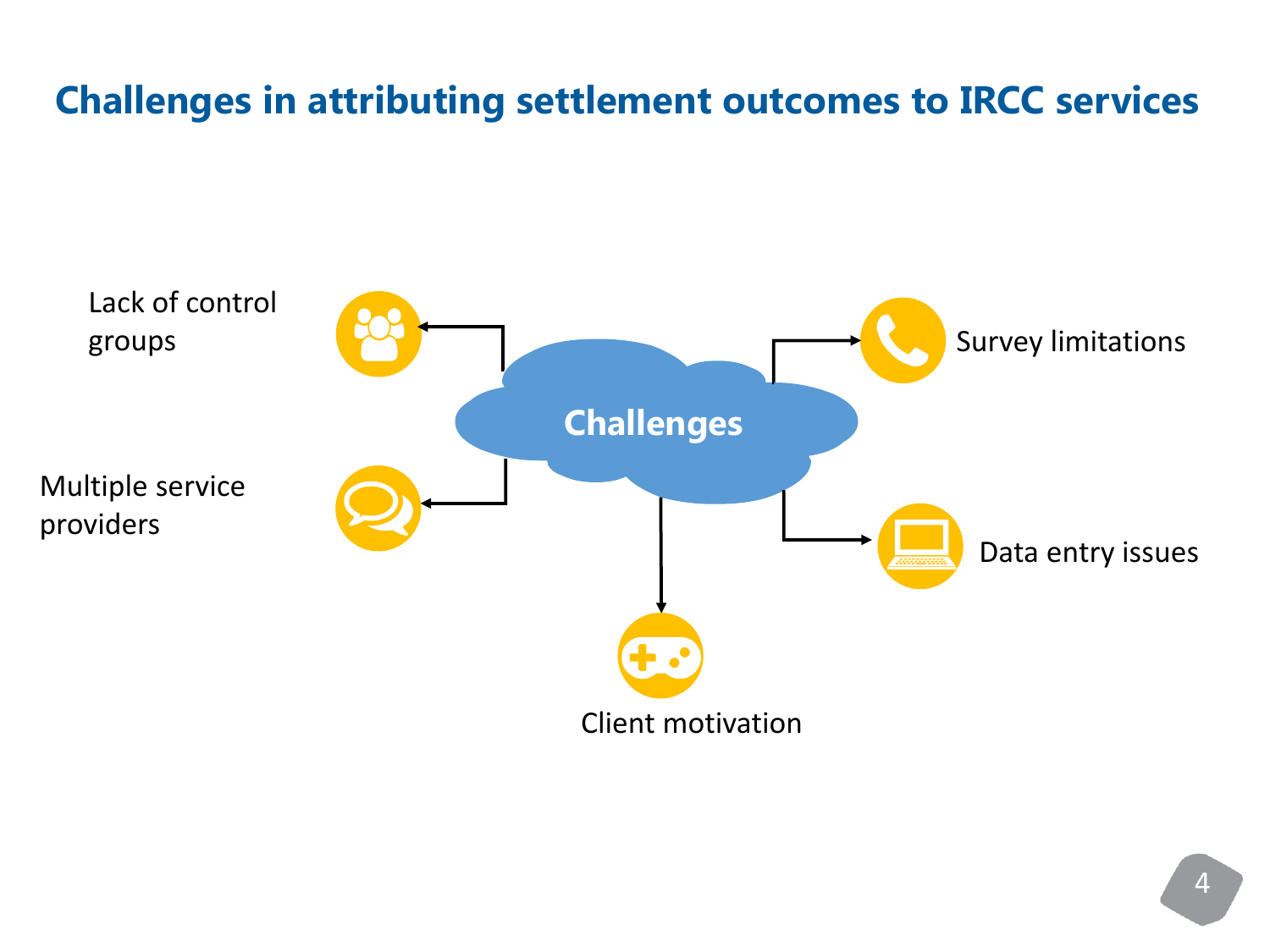# Challenges in attributing settlement outcomes to IRCC services

**Challenges**

- Lack of control groups
- Multiple service providers
- Client motivation
- Data entry issues
- Survey limitations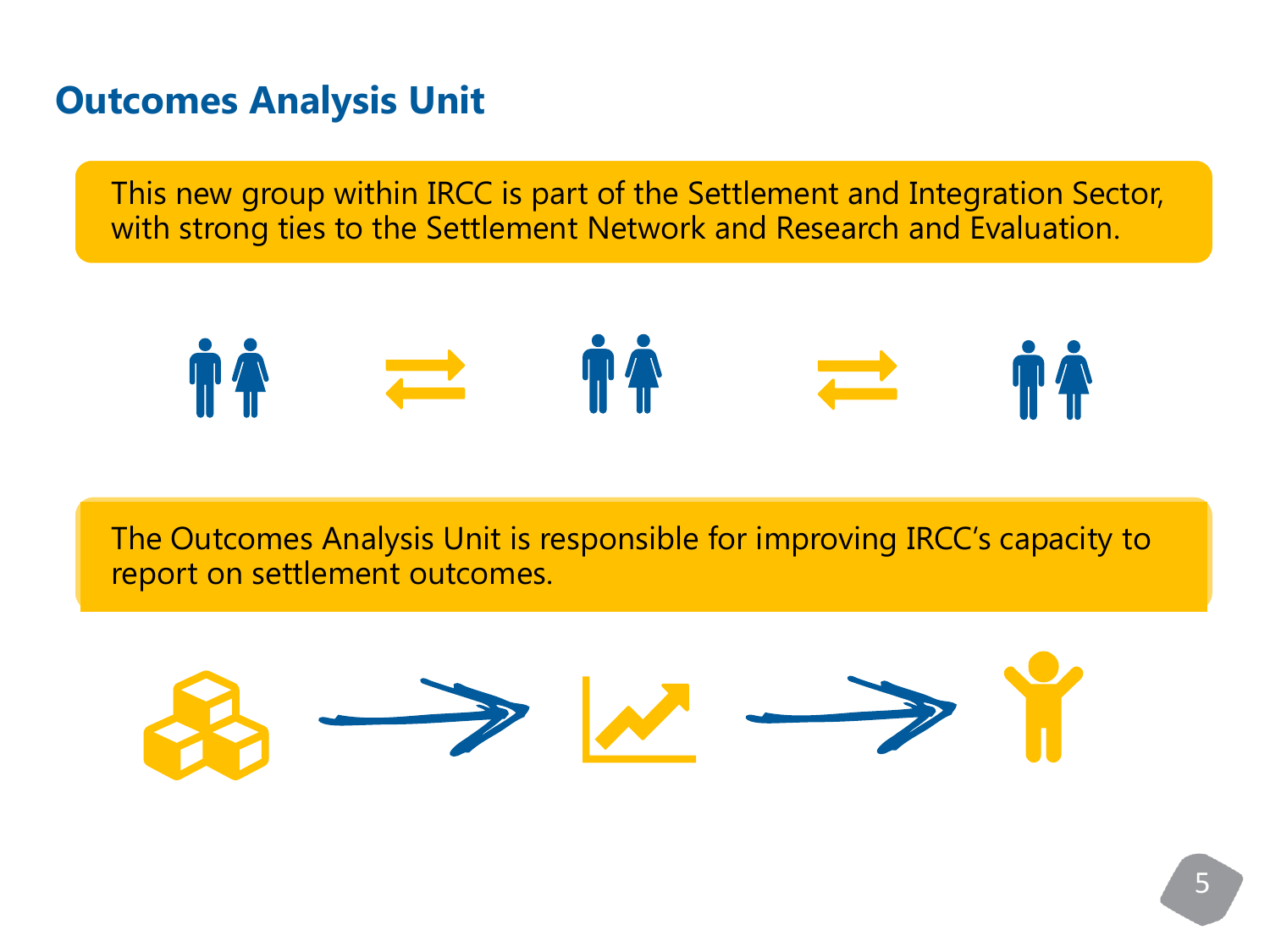## Outcomes Analysis Unit

This new group within IRCC is part of the Settlement and Integration Sector, with strong ties to the Settlement Network and Research and Evaluation.

The Outcomes Analysis Unit is responsible for improving IRCC's capacity to report on settlement outcomes.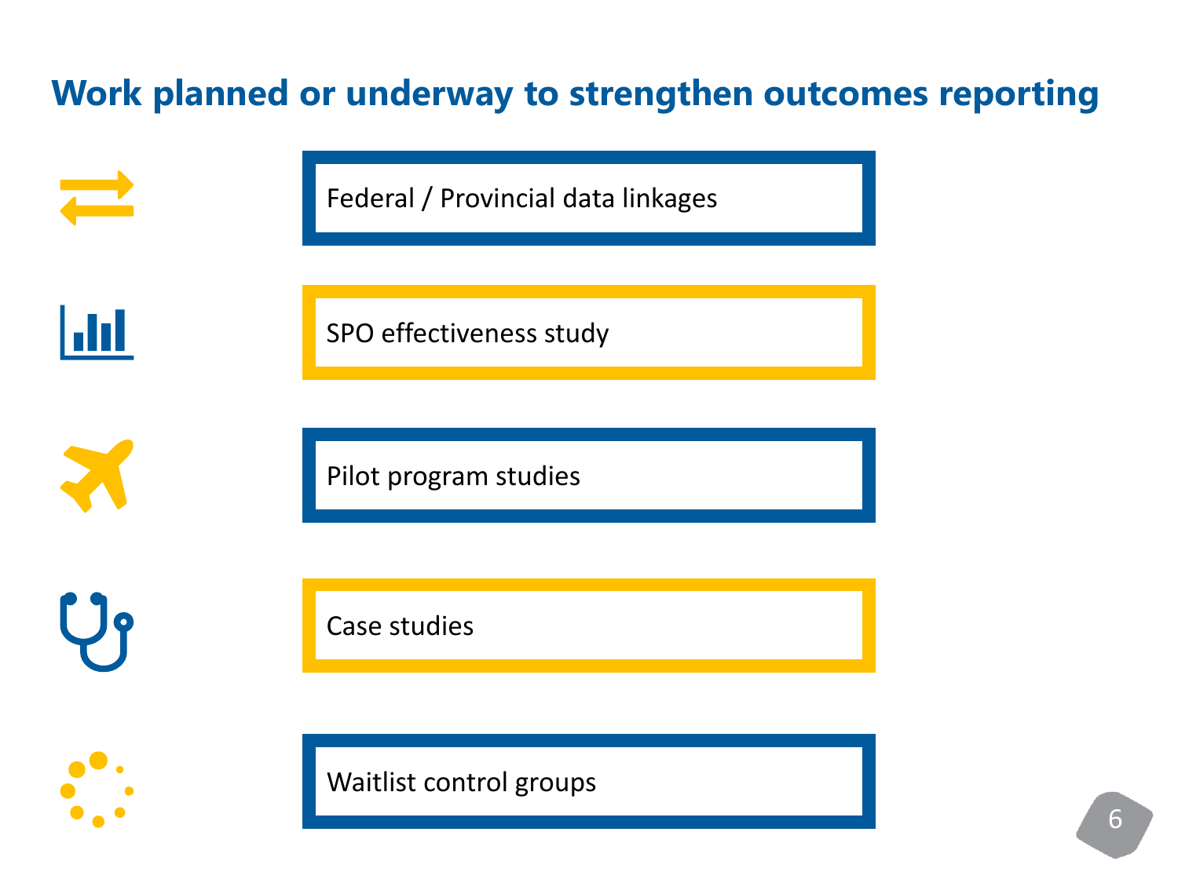# Work planned or underway to strengthen outcomes reporting

- Federal / Provincial data linkages
- SPO effectiveness study
- Pilot program studies
- Case studies
- Waitlist control groups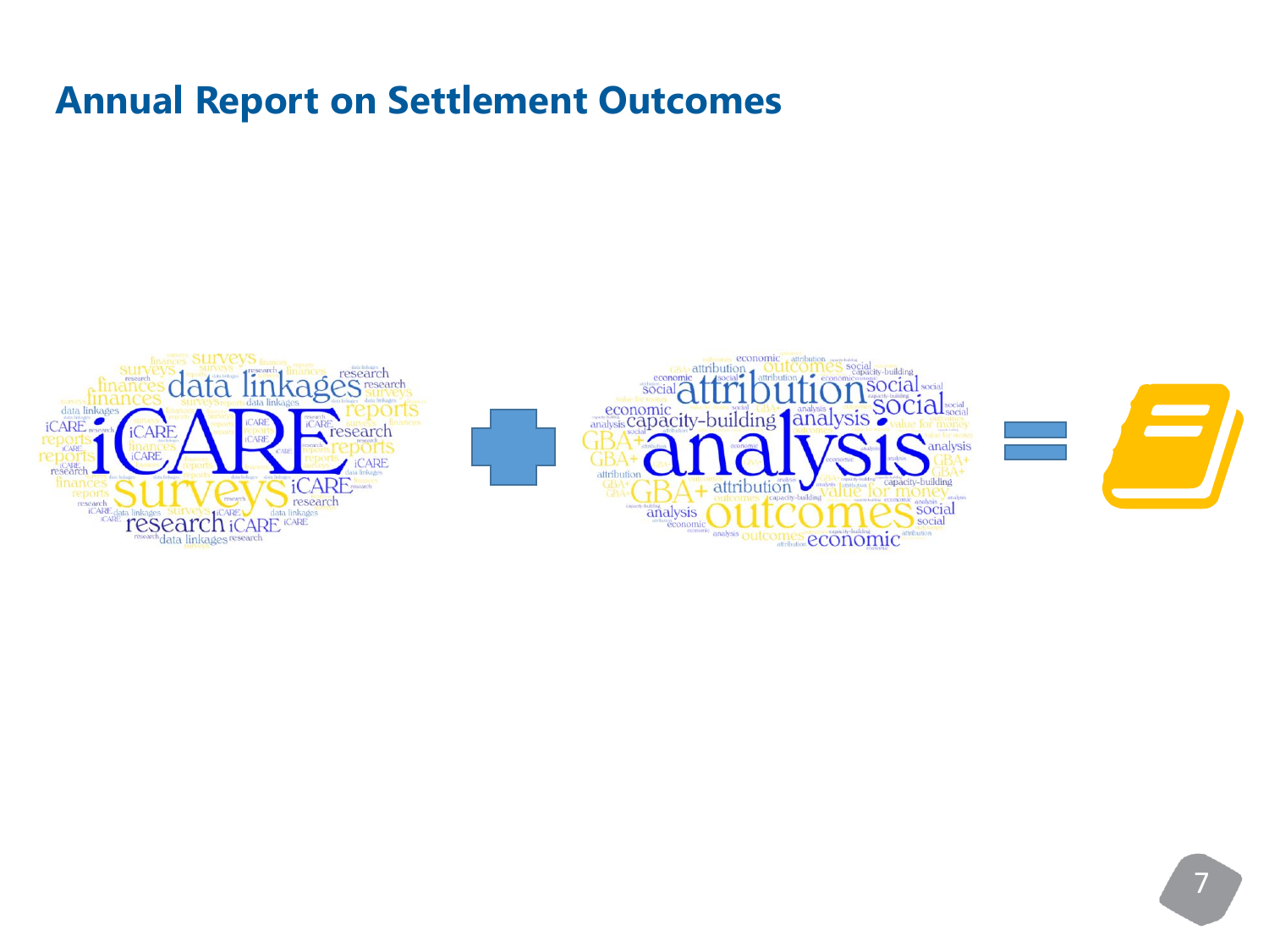# Annual Report on Settlement Outcomes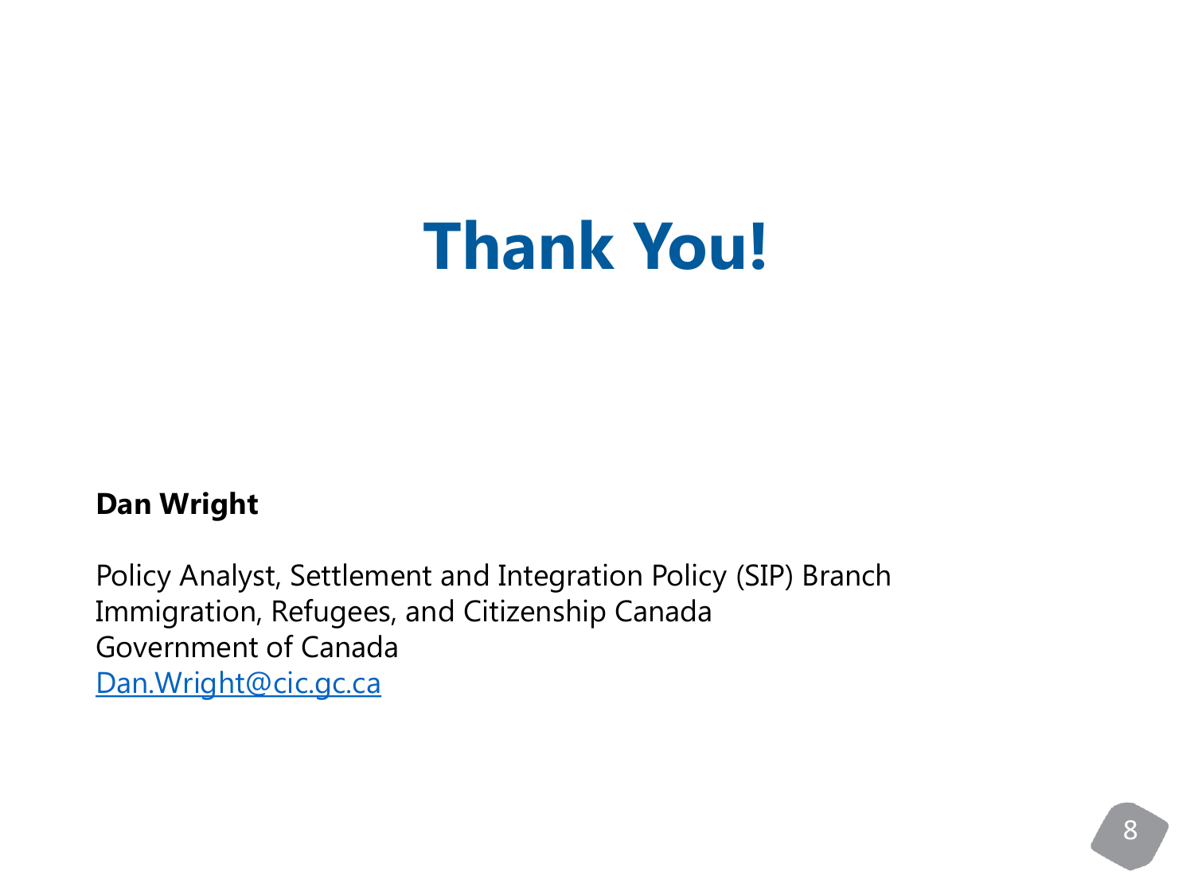# Thank You!

**Dan Wright**

Policy Analyst, Settlement and Integration Policy (SIP) Branch
Immigration, Refugees, and Citizenship Canada
Government of Canada
Dan.Wright@cic.gc.ca